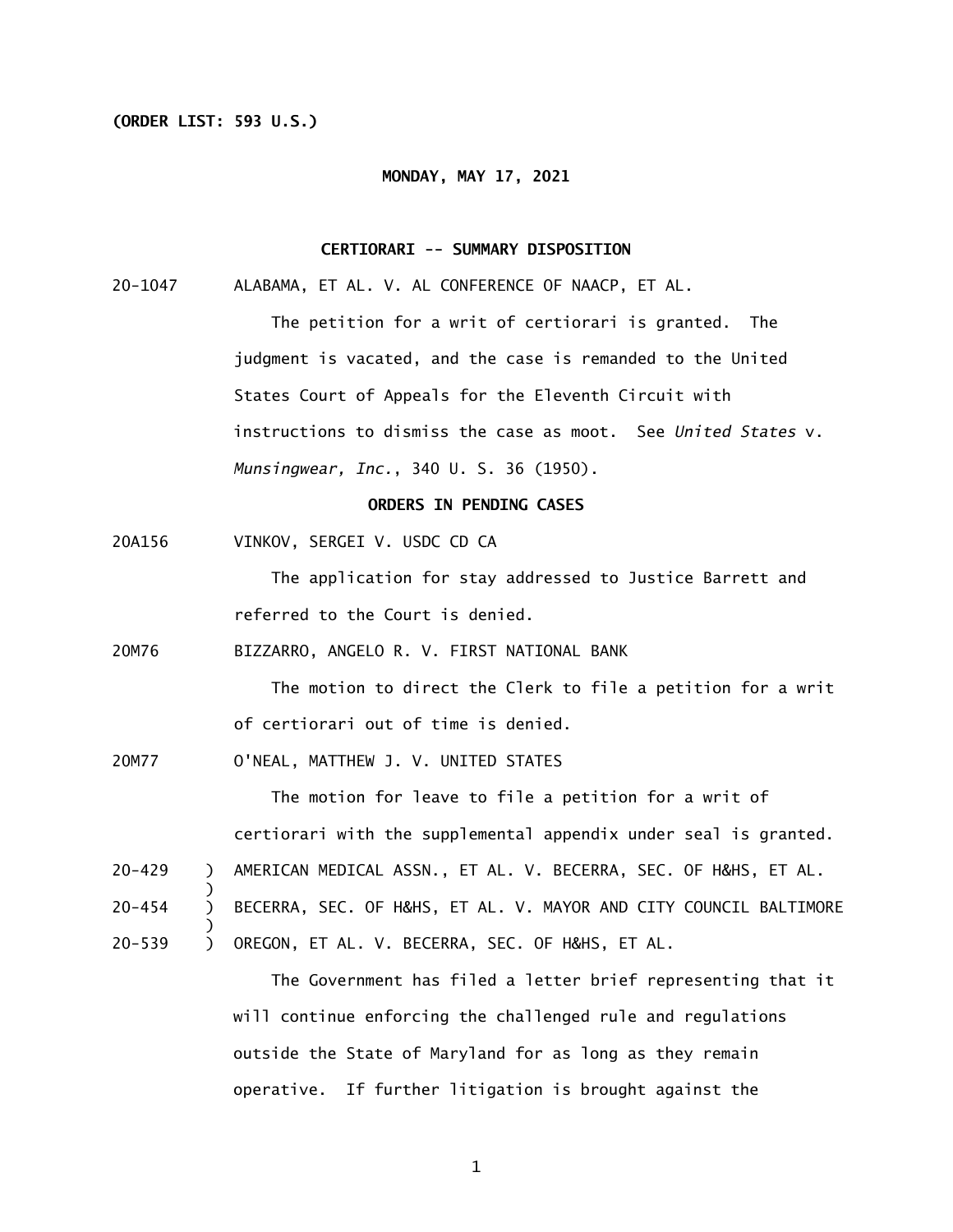**(ORDER LIST: 593 U.S.)**

**MONDAY, MAY 17, 2021**

**CERTIORARI -- SUMMARY DISPOSITION**

20-1047 ALABAMA, ET AL. V. AL CONFERENCE OF NAACP, ET AL.

The petition for a writ of certiorari is granted. The judgment is vacated, and the case is remanded to the United States Court of Appeals for the Eleventh Circuit with instructions to dismiss the case as moot. See *United States* v. *Munsingwear, Inc.*, 340 U. S. 36 (1950).

**ORDERS IN PENDING CASES**

20A156 VINKOV, SERGEI V. USDC CD CA

The application for stay addressed to Justice Barrett and referred to the Court is denied.

20M76 BIZZARRO, ANGELO R. V. FIRST NATIONAL BANK

The motion to direct the Clerk to file a petition for a writ of certiorari out of time is denied.

20M77 O'NEAL, MATTHEW J. V. UNITED STATES

The motion for leave to file a petition for a writ of certiorari with the supplemental appendix under seal is granted.

20-429 ) AMERICAN MEDICAL ASSN., ET AL. V. BECERRA, SEC. OF H&HS, ET AL.
)
20-454 ) BECERRA, SEC. OF H&HS, ET AL. V. MAYOR AND CITY COUNCIL BALTIMORE
)
20-539 ) OREGON, ET AL. V. BECERRA, SEC. OF H&HS, ET AL.

The Government has filed a letter brief representing that it will continue enforcing the challenged rule and regulations outside the State of Maryland for as long as they remain operative. If further litigation is brought against the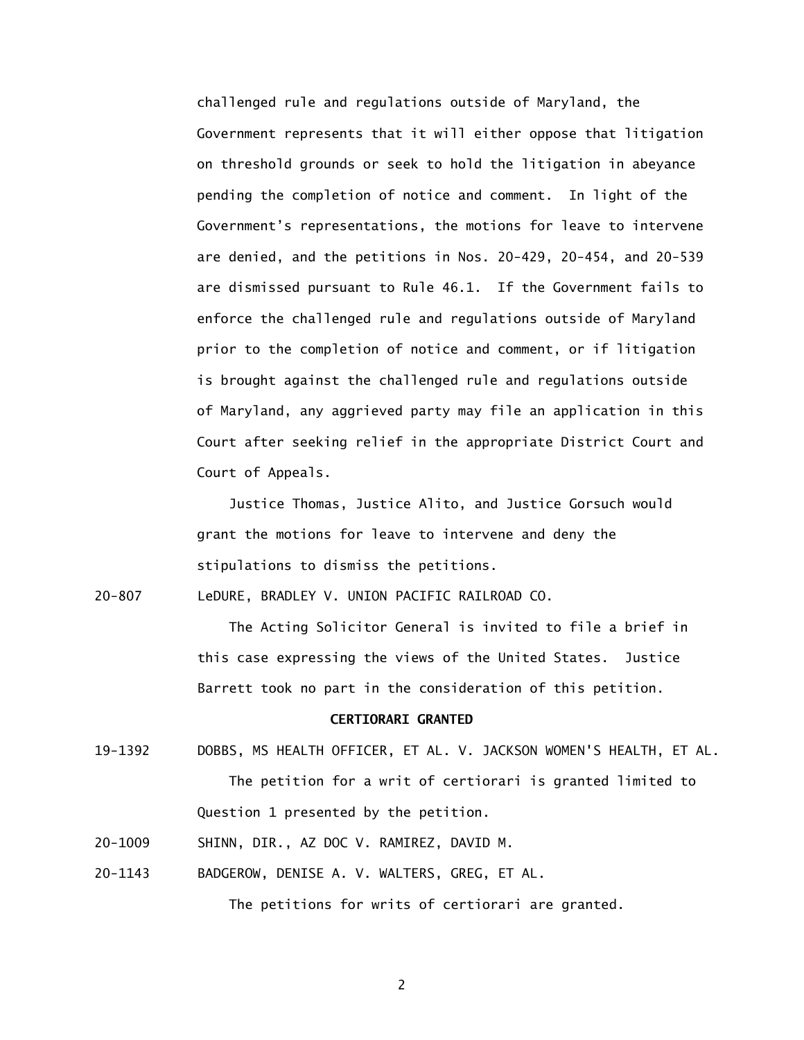challenged rule and regulations outside of Maryland, the Government represents that it will either oppose that litigation on threshold grounds or seek to hold the litigation in abeyance pending the completion of notice and comment. In light of the Government's representations, the motions for leave to intervene are denied, and the petitions in Nos. 20-429, 20-454, and 20-539 are dismissed pursuant to Rule 46.1. If the Government fails to enforce the challenged rule and regulations outside of Maryland prior to the completion of notice and comment, or if litigation is brought against the challenged rule and regulations outside of Maryland, any aggrieved party may file an application in this Court after seeking relief in the appropriate District Court and Court of Appeals.

Justice Thomas, Justice Alito, and Justice Gorsuch would grant the motions for leave to intervene and deny the stipulations to dismiss the petitions.

20-807 LeDURE, BRADLEY V. UNION PACIFIC RAILROAD CO.

The Acting Solicitor General is invited to file a brief in this case expressing the views of the United States. Justice Barrett took no part in the consideration of this petition.

**CERTIORARI GRANTED**

19-1392 DOBBS, MS HEALTH OFFICER, ET AL. V. JACKSON WOMEN'S HEALTH, ET AL.

The petition for a writ of certiorari is granted limited to Question 1 presented by the petition.

20-1009 SHINN, DIR., AZ DOC V. RAMIREZ, DAVID M.

20-1143 BADGEROW, DENISE A. V. WALTERS, GREG, ET AL.

The petitions for writs of certiorari are granted.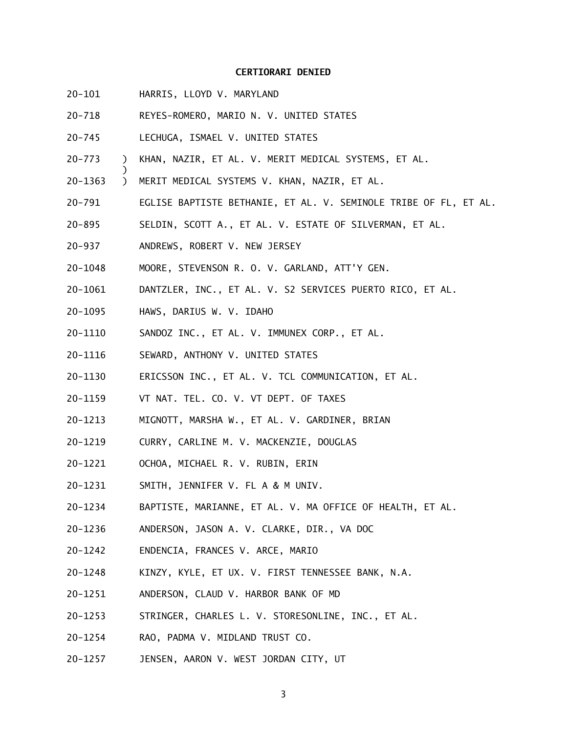**CERTIORARI DENIED**

20-101 HARRIS, LLOYD V. MARYLAND

20-718 REYES-ROMERO, MARIO N. V. UNITED STATES

20-745 LECHUGA, ISMAEL V. UNITED STATES

20-773 ) KHAN, NAZIR, ET AL. V. MERIT MEDICAL SYSTEMS, ET AL.
)
20-1363 ) MERIT MEDICAL SYSTEMS V. KHAN, NAZIR, ET AL.

20-791 EGLISE BAPTISTE BETHANIE, ET AL. V. SEMINOLE TRIBE OF FL, ET AL.

20-895 SELDIN, SCOTT A., ET AL. V. ESTATE OF SILVERMAN, ET AL.

20-937 ANDREWS, ROBERT V. NEW JERSEY

20-1048 MOORE, STEVENSON R. O. V. GARLAND, ATT'Y GEN.

20-1061 DANTZLER, INC., ET AL. V. S2 SERVICES PUERTO RICO, ET AL.

20-1095 HAWS, DARIUS W. V. IDAHO

20-1110 SANDOZ INC., ET AL. V. IMMUNEX CORP., ET AL.

20-1116 SEWARD, ANTHONY V. UNITED STATES

20-1130 ERICSSON INC., ET AL. V. TCL COMMUNICATION, ET AL.

20-1159 VT NAT. TEL. CO. V. VT DEPT. OF TAXES

20-1213 MIGNOTT, MARSHA W., ET AL. V. GARDINER, BRIAN

20-1219 CURRY, CARLINE M. V. MACKENZIE, DOUGLAS

20-1221 OCHOA, MICHAEL R. V. RUBIN, ERIN

20-1231 SMITH, JENNIFER V. FL A & M UNIV.

20-1234 BAPTISTE, MARIANNE, ET AL. V. MA OFFICE OF HEALTH, ET AL.

20-1236 ANDERSON, JASON A. V. CLARKE, DIR., VA DOC

20-1242 ENDENCIA, FRANCES V. ARCE, MARIO

20-1248 KINZY, KYLE, ET UX. V. FIRST TENNESSEE BANK, N.A.

20-1251 ANDERSON, CLAUD V. HARBOR BANK OF MD

20-1253 STRINGER, CHARLES L. V. STORESONLINE, INC., ET AL.

20-1254 RAO, PADMA V. MIDLAND TRUST CO.

20-1257 JENSEN, AARON V. WEST JORDAN CITY, UT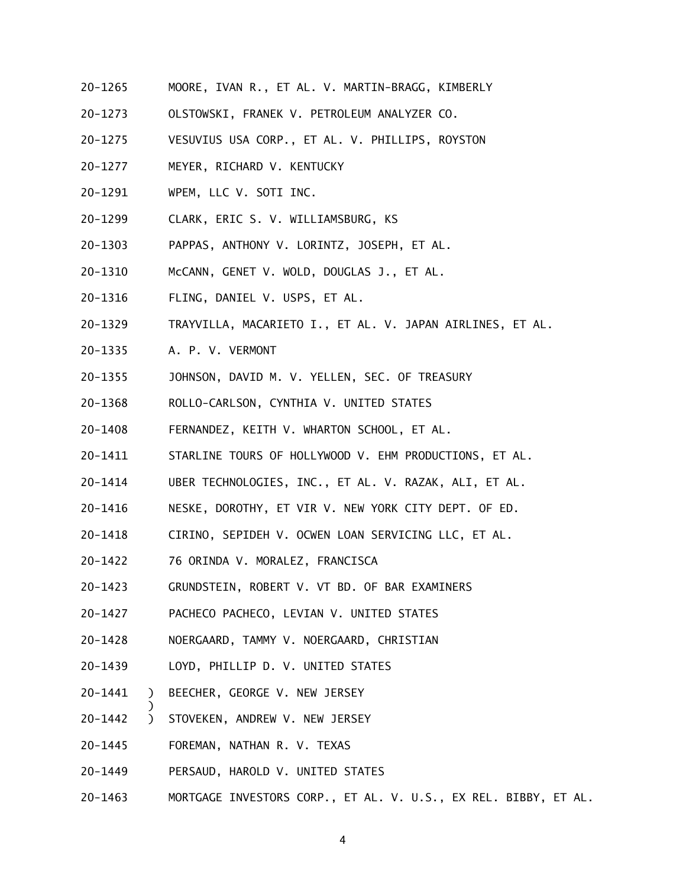20-1265 MOORE, IVAN R., ET AL. V. MARTIN-BRAGG, KIMBERLY

20-1273 OLSTOWSKI, FRANEK V. PETROLEUM ANALYZER CO.

20-1275 VESUVIUS USA CORP., ET AL. V. PHILLIPS, ROYSTON

20-1277 MEYER, RICHARD V. KENTUCKY

20-1291 WPEM, LLC V. SOTI INC.

20-1299 CLARK, ERIC S. V. WILLIAMSBURG, KS

20-1303 PAPPAS, ANTHONY V. LORINTZ, JOSEPH, ET AL.

20-1310 McCANN, GENET V. WOLD, DOUGLAS J., ET AL.

20-1316 FLING, DANIEL V. USPS, ET AL.

20-1329 TRAYVILLA, MACARIETO I., ET AL. V. JAPAN AIRLINES, ET AL.

20-1335 A. P. V. VERMONT

20-1355 JOHNSON, DAVID M. V. YELLEN, SEC. OF TREASURY

20-1368 ROLLO-CARLSON, CYNTHIA V. UNITED STATES

20-1408 FERNANDEZ, KEITH V. WHARTON SCHOOL, ET AL.

20-1411 STARLINE TOURS OF HOLLYWOOD V. EHM PRODUCTIONS, ET AL.

20-1414 UBER TECHNOLOGIES, INC., ET AL. V. RAZAK, ALI, ET AL.

20-1416 NESKE, DOROTHY, ET VIR V. NEW YORK CITY DEPT. OF ED.

20-1418 CIRINO, SEPIDEH V. OCWEN LOAN SERVICING LLC, ET AL.

20-1422 76 ORINDA V. MORALEZ, FRANCISCA

20-1423 GRUNDSTEIN, ROBERT V. VT BD. OF BAR EXAMINERS

20-1427 PACHECO PACHECO, LEVIAN V. UNITED STATES

20-1428 NOERGAARD, TAMMY V. NOERGAARD, CHRISTIAN

20-1439 LOYD, PHILLIP D. V. UNITED STATES

20-1441 ) BEECHER, GEORGE V. NEW JERSEY
)
20-1442 ) STOVEKEN, ANDREW V. NEW JERSEY

20-1445 FOREMAN, NATHAN R. V. TEXAS

20-1449 PERSAUD, HAROLD V. UNITED STATES

20-1463 MORTGAGE INVESTORS CORP., ET AL. V. U.S., EX REL. BIBBY, ET AL.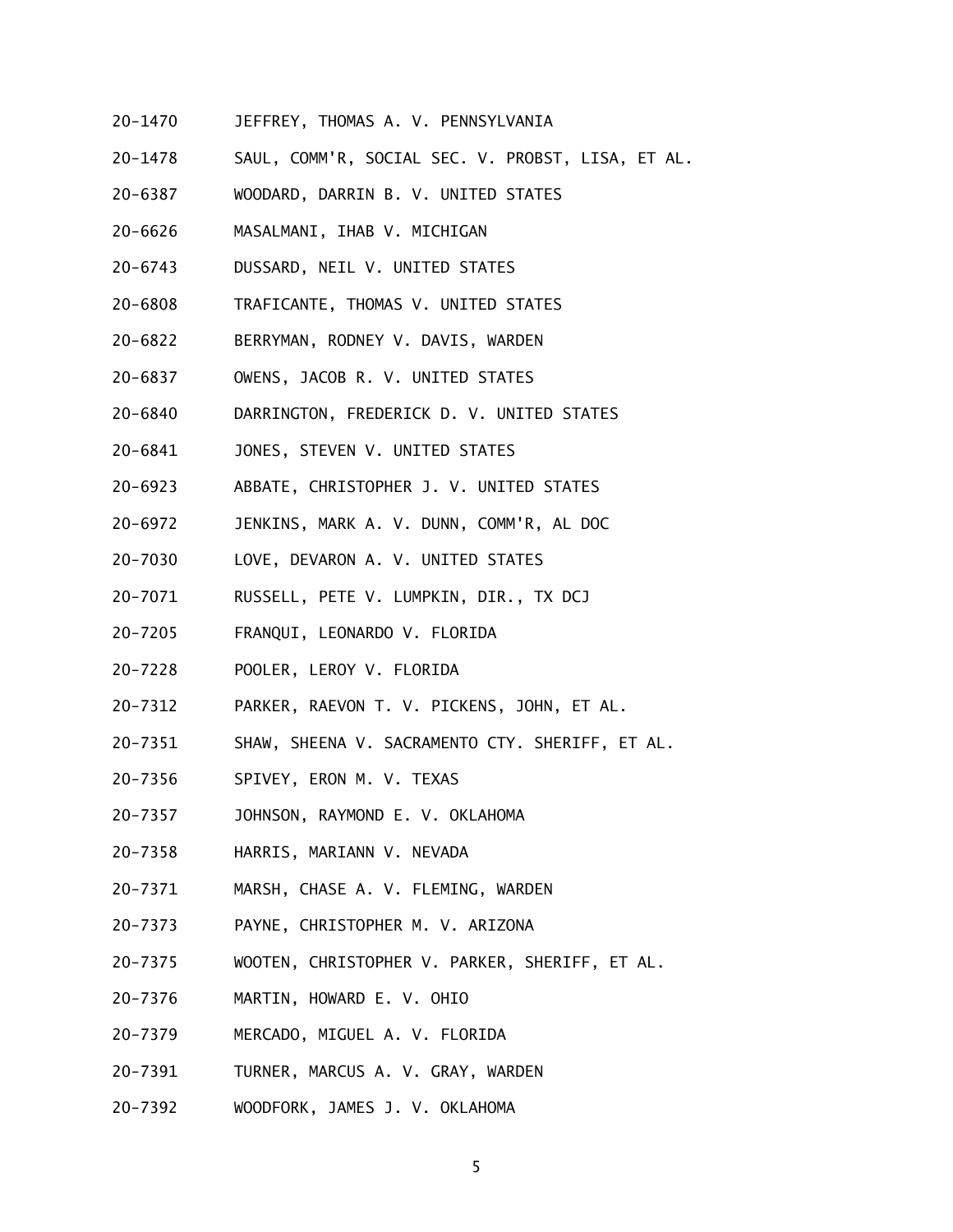20-1470 JEFFREY, THOMAS A. V. PENNSYLVANIA

20-1478 SAUL, COMM'R, SOCIAL SEC. V. PROBST, LISA, ET AL.

20-6387 WOODARD, DARRIN B. V. UNITED STATES

20-6626 MASALMANI, IHAB V. MICHIGAN

20-6743 DUSSARD, NEIL V. UNITED STATES

20-6808 TRAFICANTE, THOMAS V. UNITED STATES

20-6822 BERRYMAN, RODNEY V. DAVIS, WARDEN

20-6837 OWENS, JACOB R. V. UNITED STATES

20-6840 DARRINGTON, FREDERICK D. V. UNITED STATES

20-6841 JONES, STEVEN V. UNITED STATES

20-6923 ABBATE, CHRISTOPHER J. V. UNITED STATES

20-6972 JENKINS, MARK A. V. DUNN, COMM'R, AL DOC

20-7030 LOVE, DEVARON A. V. UNITED STATES

20-7071 RUSSELL, PETE V. LUMPKIN, DIR., TX DCJ

20-7205 FRANQUI, LEONARDO V. FLORIDA

20-7228 POOLER, LEROY V. FLORIDA

20-7312 PARKER, RAEVON T. V. PICKENS, JOHN, ET AL.

20-7351 SHAW, SHEENA V. SACRAMENTO CTY. SHERIFF, ET AL.

20-7356 SPIVEY, ERON M. V. TEXAS

20-7357 JOHNSON, RAYMOND E. V. OKLAHOMA

20-7358 HARRIS, MARIANN V. NEVADA

20-7371 MARSH, CHASE A. V. FLEMING, WARDEN

20-7373 PAYNE, CHRISTOPHER M. V. ARIZONA

20-7375 WOOTEN, CHRISTOPHER V. PARKER, SHERIFF, ET AL.

20-7376 MARTIN, HOWARD E. V. OHIO

20-7379 MERCADO, MIGUEL A. V. FLORIDA

20-7391 TURNER, MARCUS A. V. GRAY, WARDEN

20-7392 WOODFORK, JAMES J. V. OKLAHOMA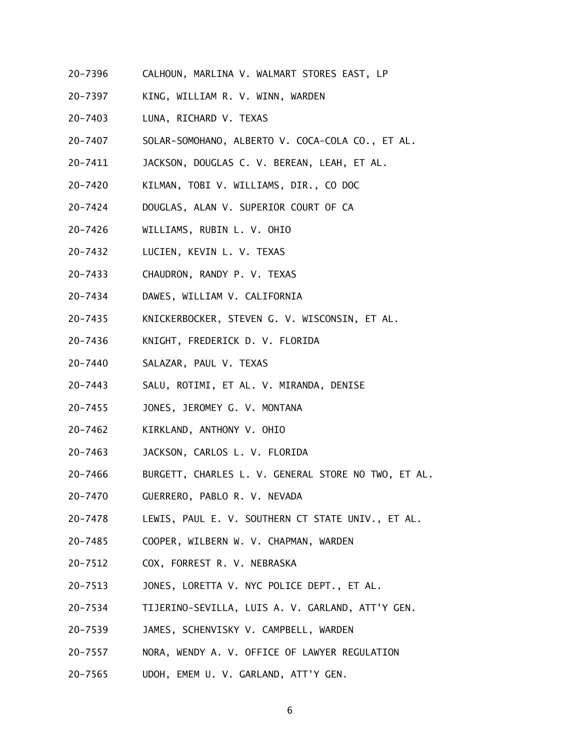20-7396 CALHOUN, MARLINA V. WALMART STORES EAST, LP

20-7397 KING, WILLIAM R. V. WINN, WARDEN

20-7403 LUNA, RICHARD V. TEXAS

20-7407 SOLAR-SOMOHANO, ALBERTO V. COCA-COLA CO., ET AL.

20-7411 JACKSON, DOUGLAS C. V. BEREAN, LEAH, ET AL.

20-7420 KILMAN, TOBI V. WILLIAMS, DIR., CO DOC

20-7424 DOUGLAS, ALAN V. SUPERIOR COURT OF CA

20-7426 WILLIAMS, RUBIN L. V. OHIO

20-7432 LUCIEN, KEVIN L. V. TEXAS

20-7433 CHAUDRON, RANDY P. V. TEXAS

20-7434 DAWES, WILLIAM V. CALIFORNIA

20-7435 KNICKERBOCKER, STEVEN G. V. WISCONSIN, ET AL.

20-7436 KNIGHT, FREDERICK D. V. FLORIDA

20-7440 SALAZAR, PAUL V. TEXAS

20-7443 SALU, ROTIMI, ET AL. V. MIRANDA, DENISE

20-7455 JONES, JEROMEY G. V. MONTANA

20-7462 KIRKLAND, ANTHONY V. OHIO

20-7463 JACKSON, CARLOS L. V. FLORIDA

20-7466 BURGETT, CHARLES L. V. GENERAL STORE NO TWO, ET AL.

20-7470 GUERRERO, PABLO R. V. NEVADA

20-7478 LEWIS, PAUL E. V. SOUTHERN CT STATE UNIV., ET AL.

20-7485 COOPER, WILBERN W. V. CHAPMAN, WARDEN

20-7512 COX, FORREST R. V. NEBRASKA

20-7513 JONES, LORETTA V. NYC POLICE DEPT., ET AL.

20-7534 TIJERINO-SEVILLA, LUIS A. V. GARLAND, ATT'Y GEN.

20-7539 JAMES, SCHENVISKY V. CAMPBELL, WARDEN

20-7557 NORA, WENDY A. V. OFFICE OF LAWYER REGULATION

20-7565 UDOH, EMEM U. V. GARLAND, ATT'Y GEN.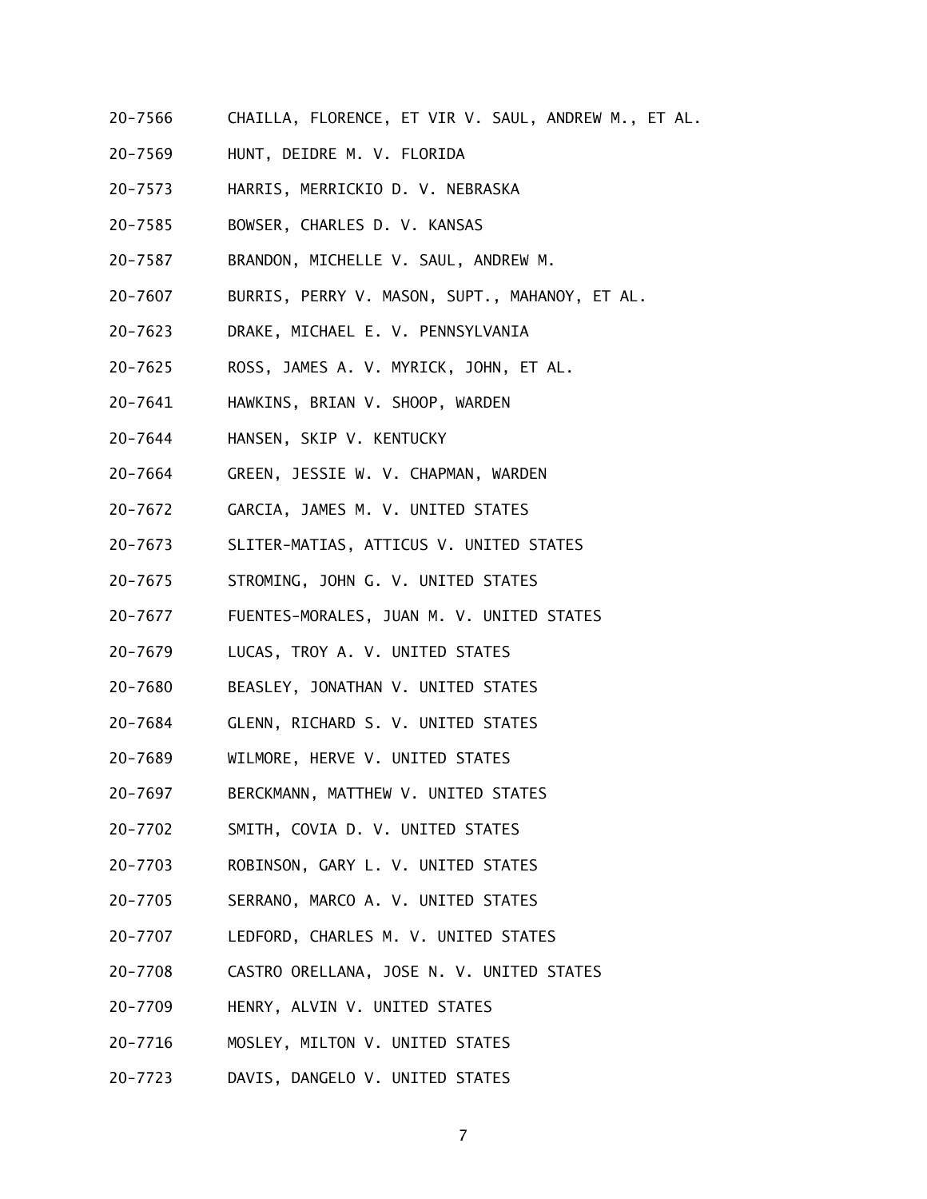20-7566 CHAILLA, FLORENCE, ET VIR V. SAUL, ANDREW M., ET AL.

20-7569 HUNT, DEIDRE M. V. FLORIDA

20-7573 HARRIS, MERRICKIO D. V. NEBRASKA

20-7585 BOWSER, CHARLES D. V. KANSAS

20-7587 BRANDON, MICHELLE V. SAUL, ANDREW M.

20-7607 BURRIS, PERRY V. MASON, SUPT., MAHANOY, ET AL.

20-7623 DRAKE, MICHAEL E. V. PENNSYLVANIA

20-7625 ROSS, JAMES A. V. MYRICK, JOHN, ET AL.

20-7641 HAWKINS, BRIAN V. SHOOP, WARDEN

20-7644 HANSEN, SKIP V. KENTUCKY

20-7664 GREEN, JESSIE W. V. CHAPMAN, WARDEN

20-7672 GARCIA, JAMES M. V. UNITED STATES

20-7673 SLITER-MATIAS, ATTICUS V. UNITED STATES

20-7675 STROMING, JOHN G. V. UNITED STATES

20-7677 FUENTES-MORALES, JUAN M. V. UNITED STATES

20-7679 LUCAS, TROY A. V. UNITED STATES

20-7680 BEASLEY, JONATHAN V. UNITED STATES

20-7684 GLENN, RICHARD S. V. UNITED STATES

20-7689 WILMORE, HERVE V. UNITED STATES

20-7697 BERCKMANN, MATTHEW V. UNITED STATES

20-7702 SMITH, COVIA D. V. UNITED STATES

20-7703 ROBINSON, GARY L. V. UNITED STATES

20-7705 SERRANO, MARCO A. V. UNITED STATES

20-7707 LEDFORD, CHARLES M. V. UNITED STATES

20-7708 CASTRO ORELLANA, JOSE N. V. UNITED STATES

20-7709 HENRY, ALVIN V. UNITED STATES

20-7716 MOSLEY, MILTON V. UNITED STATES

20-7723 DAVIS, DANGELO V. UNITED STATES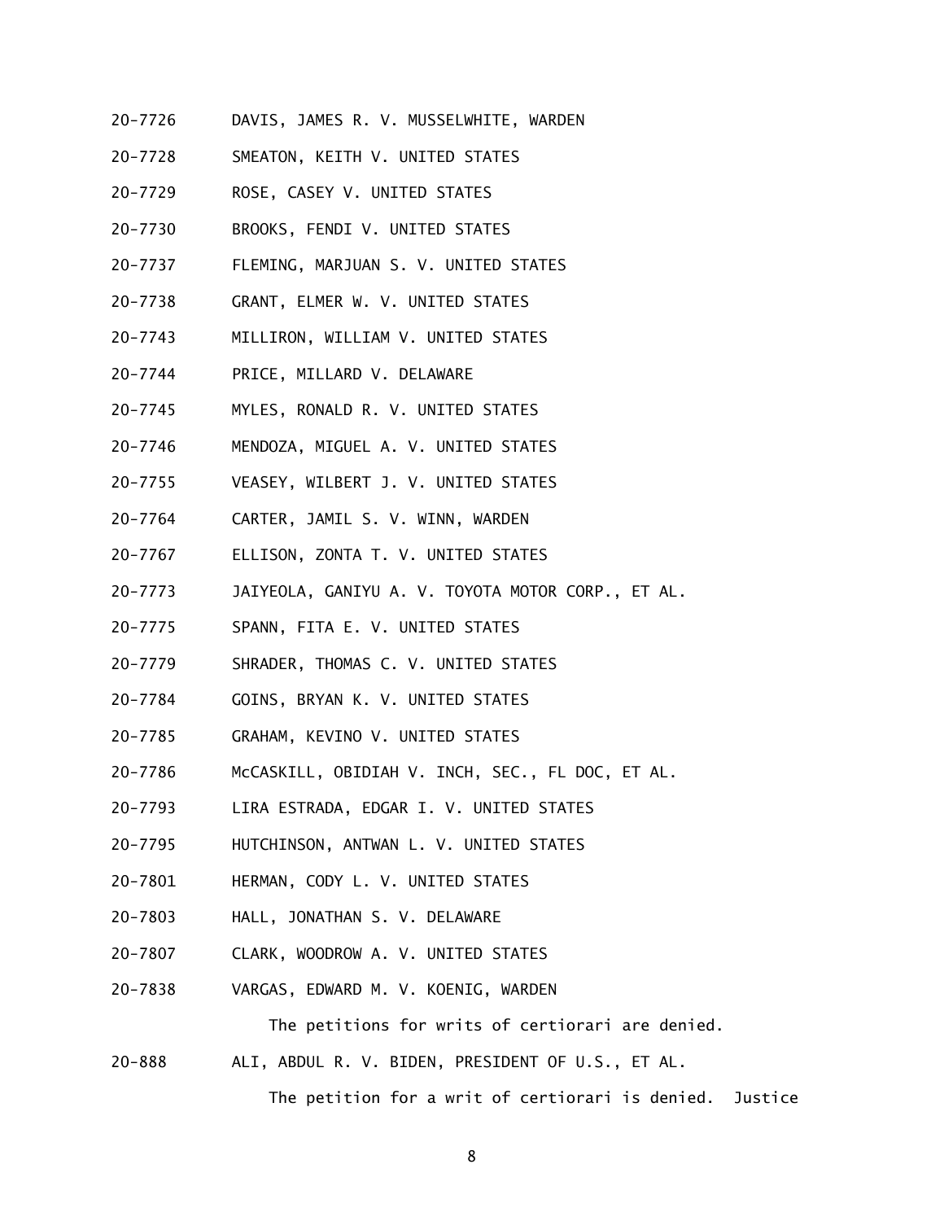20-7726 DAVIS, JAMES R. V. MUSSELWHITE, WARDEN

20-7728 SMEATON, KEITH V. UNITED STATES

20-7729 ROSE, CASEY V. UNITED STATES

20-7730 BROOKS, FENDI V. UNITED STATES

20-7737 FLEMING, MARJUAN S. V. UNITED STATES

20-7738 GRANT, ELMER W. V. UNITED STATES

20-7743 MILLIRON, WILLIAM V. UNITED STATES

20-7744 PRICE, MILLARD V. DELAWARE

20-7745 MYLES, RONALD R. V. UNITED STATES

20-7746 MENDOZA, MIGUEL A. V. UNITED STATES

20-7755 VEASEY, WILBERT J. V. UNITED STATES

20-7764 CARTER, JAMIL S. V. WINN, WARDEN

20-7767 ELLISON, ZONTA T. V. UNITED STATES

20-7773 JAIYEOLA, GANIYU A. V. TOYOTA MOTOR CORP., ET AL.

20-7775 SPANN, FITA E. V. UNITED STATES

20-7779 SHRADER, THOMAS C. V. UNITED STATES

20-7784 GOINS, BRYAN K. V. UNITED STATES

20-7785 GRAHAM, KEVINO V. UNITED STATES

20-7786 McCASKILL, OBIDIAH V. INCH, SEC., FL DOC, ET AL.

20-7793 LIRA ESTRADA, EDGAR I. V. UNITED STATES

20-7795 HUTCHINSON, ANTWAN L. V. UNITED STATES

20-7801 HERMAN, CODY L. V. UNITED STATES

20-7803 HALL, JONATHAN S. V. DELAWARE

20-7807 CLARK, WOODROW A. V. UNITED STATES

20-7838 VARGAS, EDWARD M. V. KOENIG, WARDEN

The petitions for writs of certiorari are denied.

20-888 ALI, ABDUL R. V. BIDEN, PRESIDENT OF U.S., ET AL.

The petition for a writ of certiorari is denied. Justice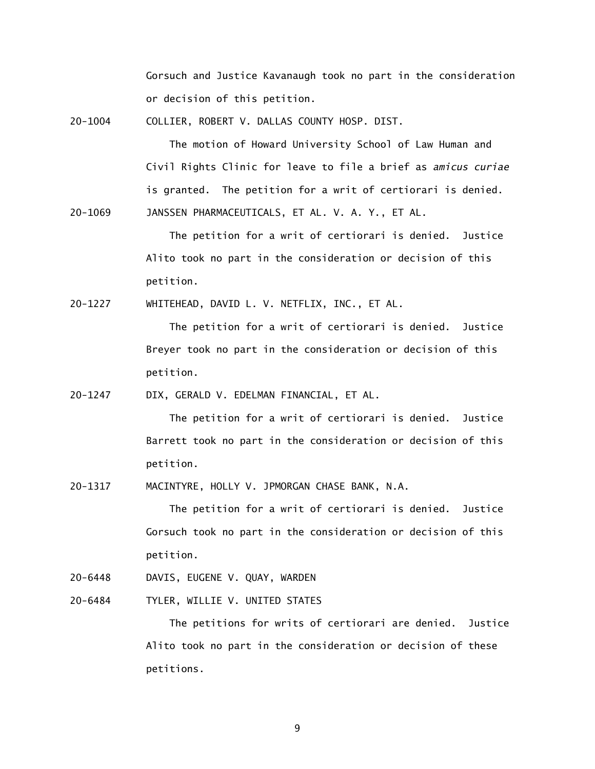Gorsuch and Justice Kavanaugh took no part in the consideration or decision of this petition.

20-1004 COLLIER, ROBERT V. DALLAS COUNTY HOSP. DIST.

The motion of Howard University School of Law Human and Civil Rights Clinic for leave to file a brief as *amicus curiae* is granted. The petition for a writ of certiorari is denied.

20-1069 JANSSEN PHARMACEUTICALS, ET AL. V. A. Y., ET AL.

The petition for a writ of certiorari is denied. Justice Alito took no part in the consideration or decision of this petition.

20-1227 WHITEHEAD, DAVID L. V. NETFLIX, INC., ET AL.

The petition for a writ of certiorari is denied. Justice Breyer took no part in the consideration or decision of this petition.

20-1247 DIX, GERALD V. EDELMAN FINANCIAL, ET AL.

The petition for a writ of certiorari is denied. Justice Barrett took no part in the consideration or decision of this petition.

20-1317 MACINTYRE, HOLLY V. JPMORGAN CHASE BANK, N.A.

The petition for a writ of certiorari is denied. Justice Gorsuch took no part in the consideration or decision of this petition.

20-6448 DAVIS, EUGENE V. QUAY, WARDEN

20-6484 TYLER, WILLIE V. UNITED STATES

The petitions for writs of certiorari are denied. Justice Alito took no part in the consideration or decision of these petitions.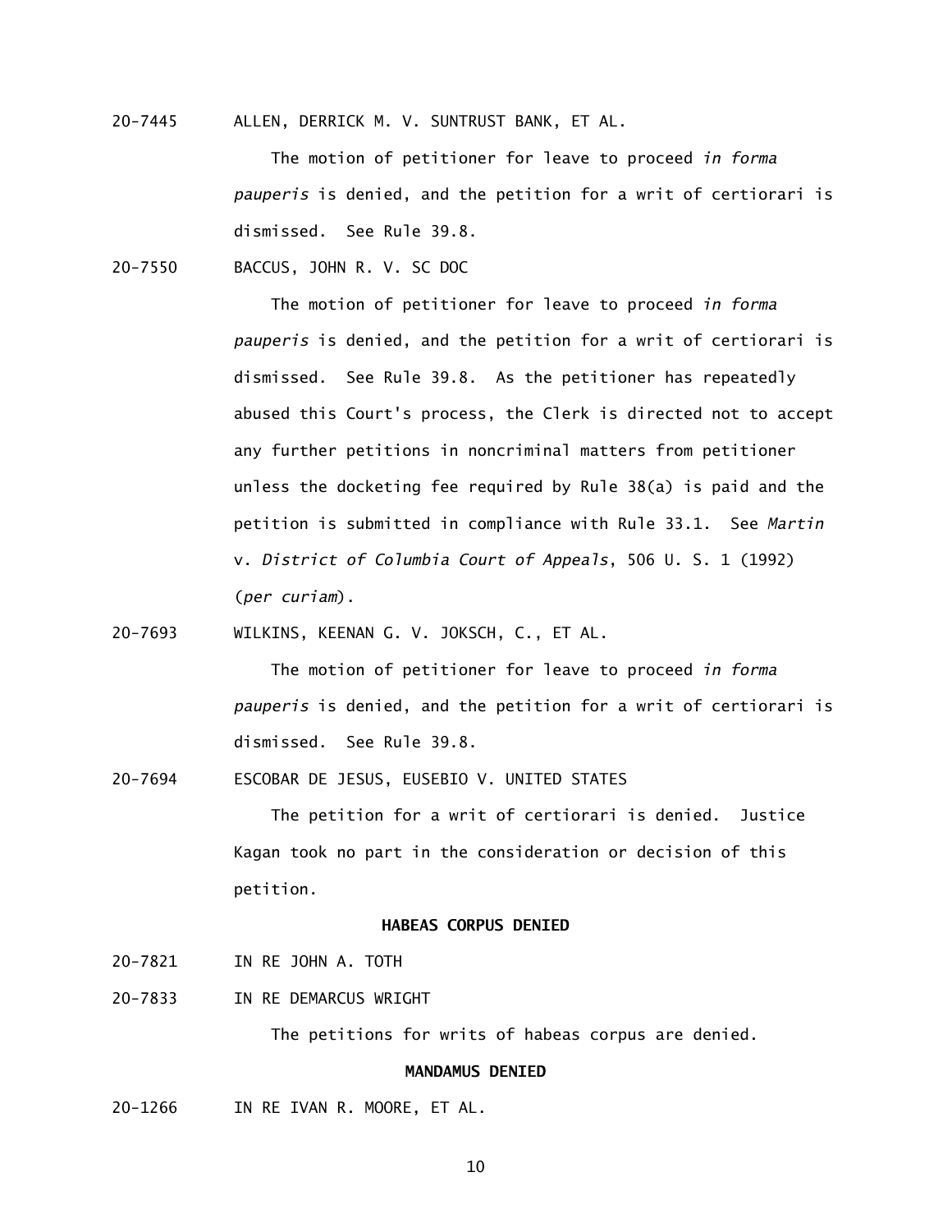20-7445 ALLEN, DERRICK M. V. SUNTRUST BANK, ET AL.

The motion of petitioner for leave to proceed *in forma pauperis* is denied, and the petition for a writ of certiorari is dismissed. See Rule 39.8.

20-7550 BACCUS, JOHN R. V. SC DOC

The motion of petitioner for leave to proceed *in forma pauperis* is denied, and the petition for a writ of certiorari is dismissed. See Rule 39.8. As the petitioner has repeatedly abused this Court's process, the Clerk is directed not to accept any further petitions in noncriminal matters from petitioner unless the docketing fee required by Rule 38(a) is paid and the petition is submitted in compliance with Rule 33.1. See *Martin* v. *District of Columbia Court of Appeals*, 506 U. S. 1 (1992) (*per curiam*).

20-7693 WILKINS, KEENAN G. V. JOKSCH, C., ET AL.

The motion of petitioner for leave to proceed *in forma pauperis* is denied, and the petition for a writ of certiorari is dismissed. See Rule 39.8.

20-7694 ESCOBAR DE JESUS, EUSEBIO V. UNITED STATES

The petition for a writ of certiorari is denied. Justice Kagan took no part in the consideration or decision of this petition.

**HABEAS CORPUS DENIED**

20-7821 IN RE JOHN A. TOTH

20-7833 IN RE DEMARCUS WRIGHT

The petitions for writs of habeas corpus are denied.

**MANDAMUS DENIED**

20-1266 IN RE IVAN R. MOORE, ET AL.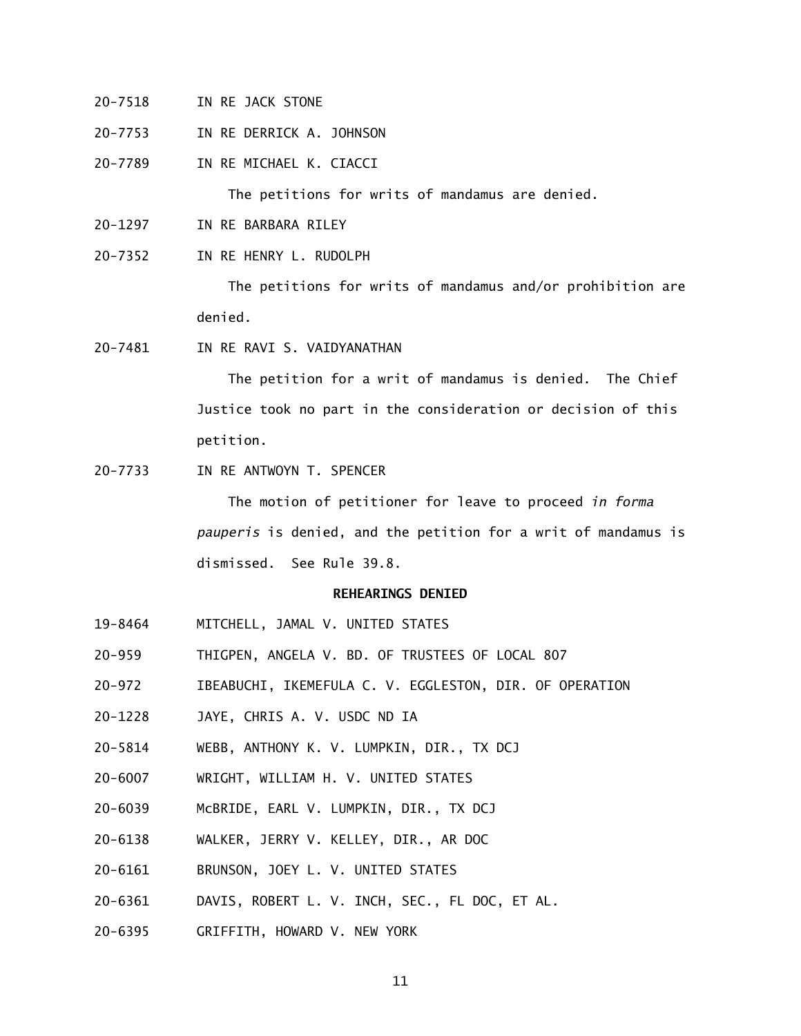20-7518 IN RE JACK STONE

20-7753 IN RE DERRICK A. JOHNSON

20-7789 IN RE MICHAEL K. CIACCI

The petitions for writs of mandamus are denied.

20-1297 IN RE BARBARA RILEY

20-7352 IN RE HENRY L. RUDOLPH

The petitions for writs of mandamus and/or prohibition are denied.

20-7481 IN RE RAVI S. VAIDYANATHAN

The petition for a writ of mandamus is denied. The Chief Justice took no part in the consideration or decision of this petition.

20-7733 IN RE ANTWOYN T. SPENCER

The motion of petitioner for leave to proceed *in forma pauperis* is denied, and the petition for a writ of mandamus is dismissed. See Rule 39.8.

**REHEARINGS DENIED**

19-8464 MITCHELL, JAMAL V. UNITED STATES

20-959 THIGPEN, ANGELA V. BD. OF TRUSTEES OF LOCAL 807

20-972 IBEABUCHI, IKEMEFULA C. V. EGGLESTON, DIR. OF OPERATION

20-1228 JAYE, CHRIS A. V. USDC ND IA

20-5814 WEBB, ANTHONY K. V. LUMPKIN, DIR., TX DCJ

20-6007 WRIGHT, WILLIAM H. V. UNITED STATES

20-6039 McBRIDE, EARL V. LUMPKIN, DIR., TX DCJ

20-6138 WALKER, JERRY V. KELLEY, DIR., AR DOC

20-6161 BRUNSON, JOEY L. V. UNITED STATES

20-6361 DAVIS, ROBERT L. V. INCH, SEC., FL DOC, ET AL.

20-6395 GRIFFITH, HOWARD V. NEW YORK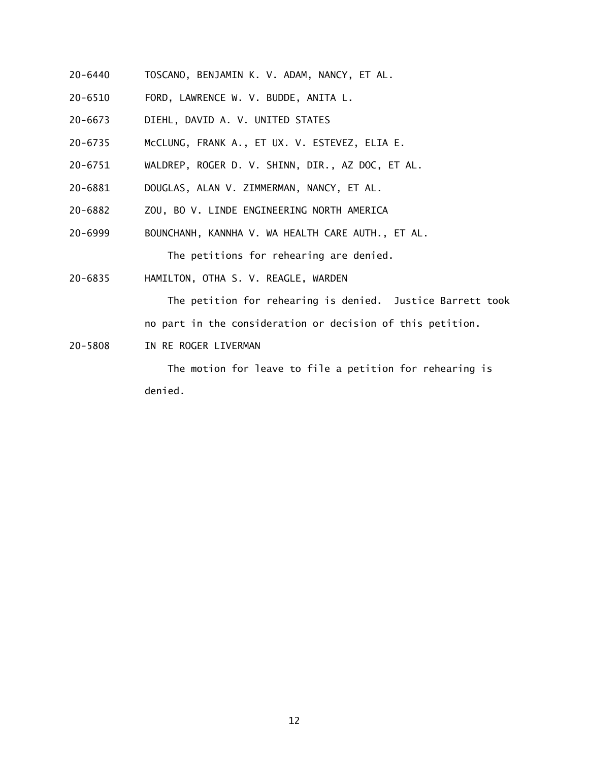20-6440 TOSCANO, BENJAMIN K. V. ADAM, NANCY, ET AL.

20-6510 FORD, LAWRENCE W. V. BUDDE, ANITA L.

20-6673 DIEHL, DAVID A. V. UNITED STATES

20-6735 McCLUNG, FRANK A., ET UX. V. ESTEVEZ, ELIA E.

20-6751 WALDREP, ROGER D. V. SHINN, DIR., AZ DOC, ET AL.

20-6881 DOUGLAS, ALAN V. ZIMMERMAN, NANCY, ET AL.

20-6882 ZOU, BO V. LINDE ENGINEERING NORTH AMERICA

20-6999 BOUNCHANH, KANNHA V. WA HEALTH CARE AUTH., ET AL.

The petitions for rehearing are denied.

20-6835 HAMILTON, OTHA S. V. REAGLE, WARDEN

The petition for rehearing is denied. Justice Barrett took no part in the consideration or decision of this petition.

20-5808 IN RE ROGER LIVERMAN

The motion for leave to file a petition for rehearing is denied.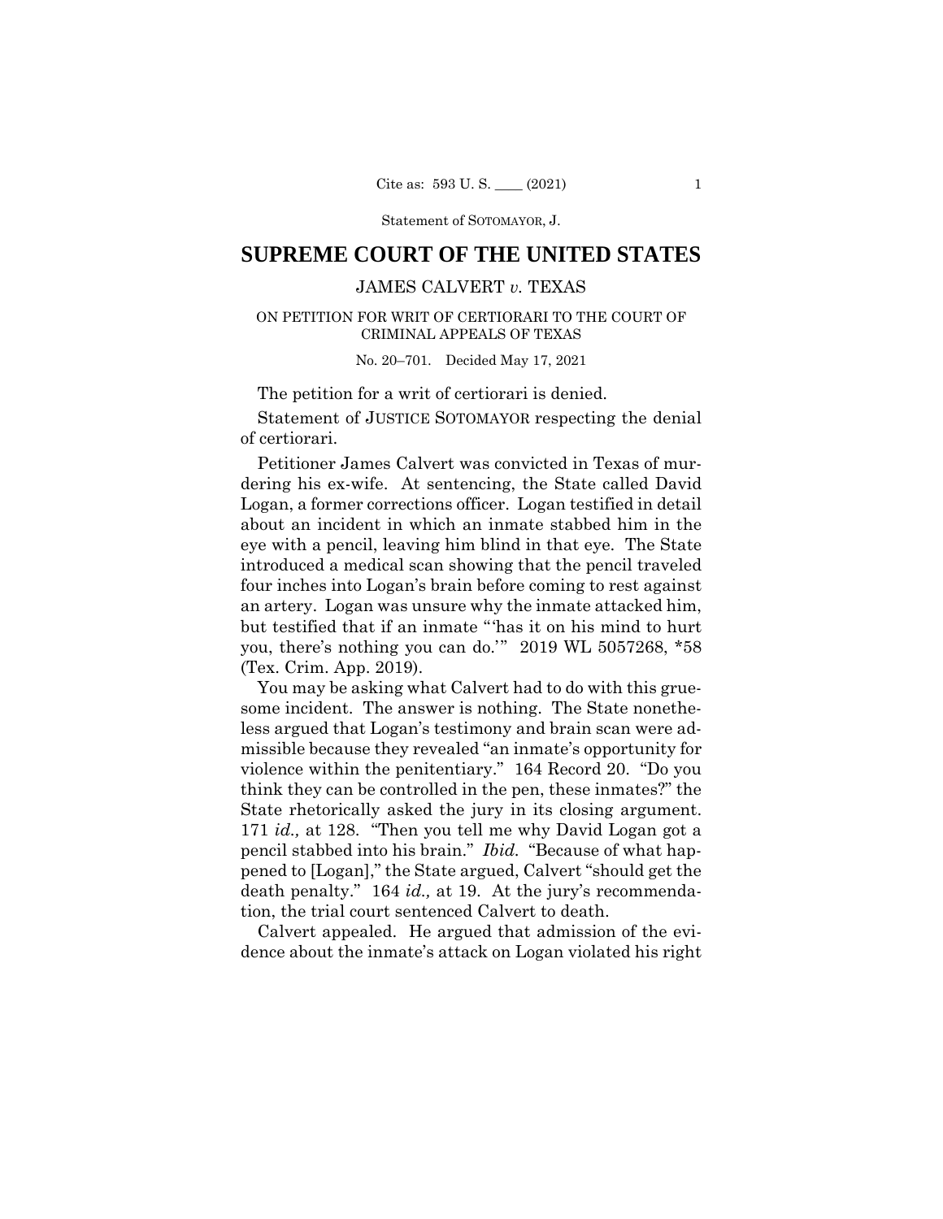# SUPREME COURT OF THE UNITED STATES

JAMES CALVERT *v.* TEXAS

ON PETITION FOR WRIT OF CERTIORARI TO THE COURT OF CRIMINAL APPEALS OF TEXAS

No. 20–701. Decided May 17, 2021

The petition for a writ of certiorari is denied.

Statement of JUSTICE SOTOMAYOR respecting the denial of certiorari.

Petitioner James Calvert was convicted in Texas of murdering his ex-wife. At sentencing, the State called David Logan, a former corrections officer. Logan testified in detail about an incident in which an inmate stabbed him in the eye with a pencil, leaving him blind in that eye. The State introduced a medical scan showing that the pencil traveled four inches into Logan's brain before coming to rest against an artery. Logan was unsure why the inmate attacked him, but testified that if an inmate "'has it on his mind to hurt you, there's nothing you can do.'" 2019 WL 5057268, *58 (Tex. Crim. App. 2019).

You may be asking what Calvert had to do with this gruesome incident. The answer is nothing. The State nonetheless argued that Logan's testimony and brain scan were admissible because they revealed "an inmate's opportunity for violence within the penitentiary." 164 Record 20. "Do you think they can be controlled in the pen, these inmates?" the State rhetorically asked the jury in its closing argument. 171 *id.,* at 128. "Then you tell me why David Logan got a pencil stabbed into his brain." *Ibid.* "Because of what happened to [Logan]," the State argued, Calvert "should get the death penalty." 164 *id.,* at 19. At the jury's recommendation, the trial court sentenced Calvert to death.

Calvert appealed. He argued that admission of the evidence about the inmate's attack on Logan violated his right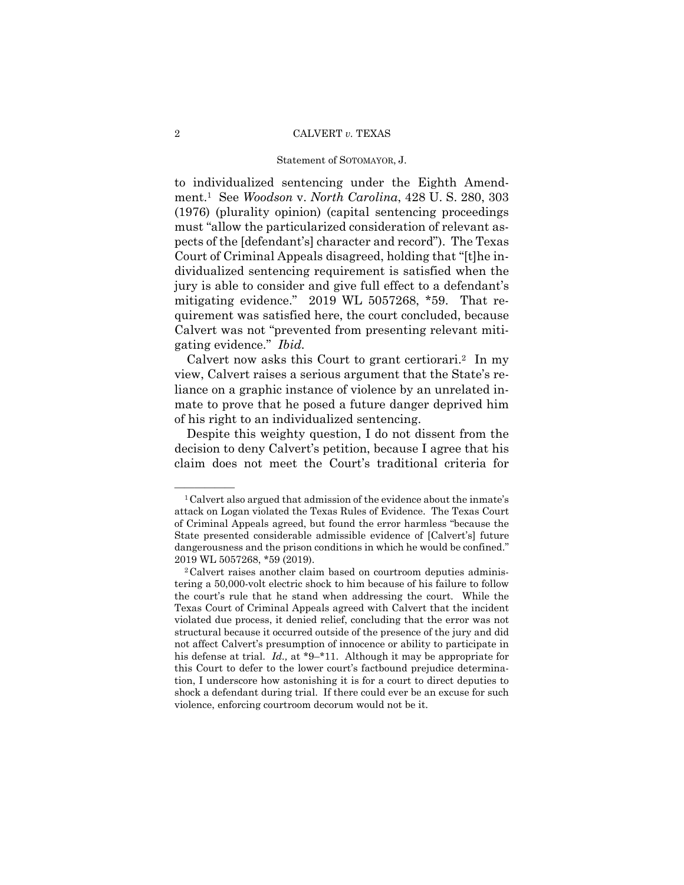to individualized sentencing under the Eighth Amendment.[1] See *Woodson* v. *North Carolina*, 428 U. S. 280, 303 (1976) (plurality opinion) (capital sentencing proceedings must "allow the particularized consideration of relevant aspects of the [defendant's] character and record"). The Texas Court of Criminal Appeals disagreed, holding that "[t]he individualized sentencing requirement is satisfied when the jury is able to consider and give full effect to a defendant's mitigating evidence." 2019 WL 5057268, \*59. That requirement was satisfied here, the court concluded, because Calvert was not "prevented from presenting relevant mitigating evidence." *Ibid.*

Calvert now asks this Court to grant certiorari.[2] In my view, Calvert raises a serious argument that the State's reliance on a graphic instance of violence by an unrelated inmate to prove that he posed a future danger deprived him of his right to an individualized sentencing.

Despite this weighty question, I do not dissent from the decision to deny Calvert's petition, because I agree that his claim does not meet the Court's traditional criteria for

---

[1] Calvert also argued that admission of the evidence about the inmate's attack on Logan violated the Texas Rules of Evidence. The Texas Court of Criminal Appeals agreed, but found the error harmless "because the State presented considerable admissible evidence of [Calvert's] future dangerousness and the prison conditions in which he would be confined." 2019 WL 5057268, \*59 (2019).

[2] Calvert raises another claim based on courtroom deputies administering a 50,000-volt electric shock to him because of his failure to follow the court's rule that he stand when addressing the court. While the Texas Court of Criminal Appeals agreed with Calvert that the incident violated due process, it denied relief, concluding that the error was not structural because it occurred outside of the presence of the jury and did not affect Calvert's presumption of innocence or ability to participate in his defense at trial. *Id.,* at \*9–\*11. Although it may be appropriate for this Court to defer to the lower court's factbound prejudice determination, I underscore how astonishing it is for a court to direct deputies to shock a defendant during trial. If there could ever be an excuse for such violence, enforcing courtroom decorum would not be it.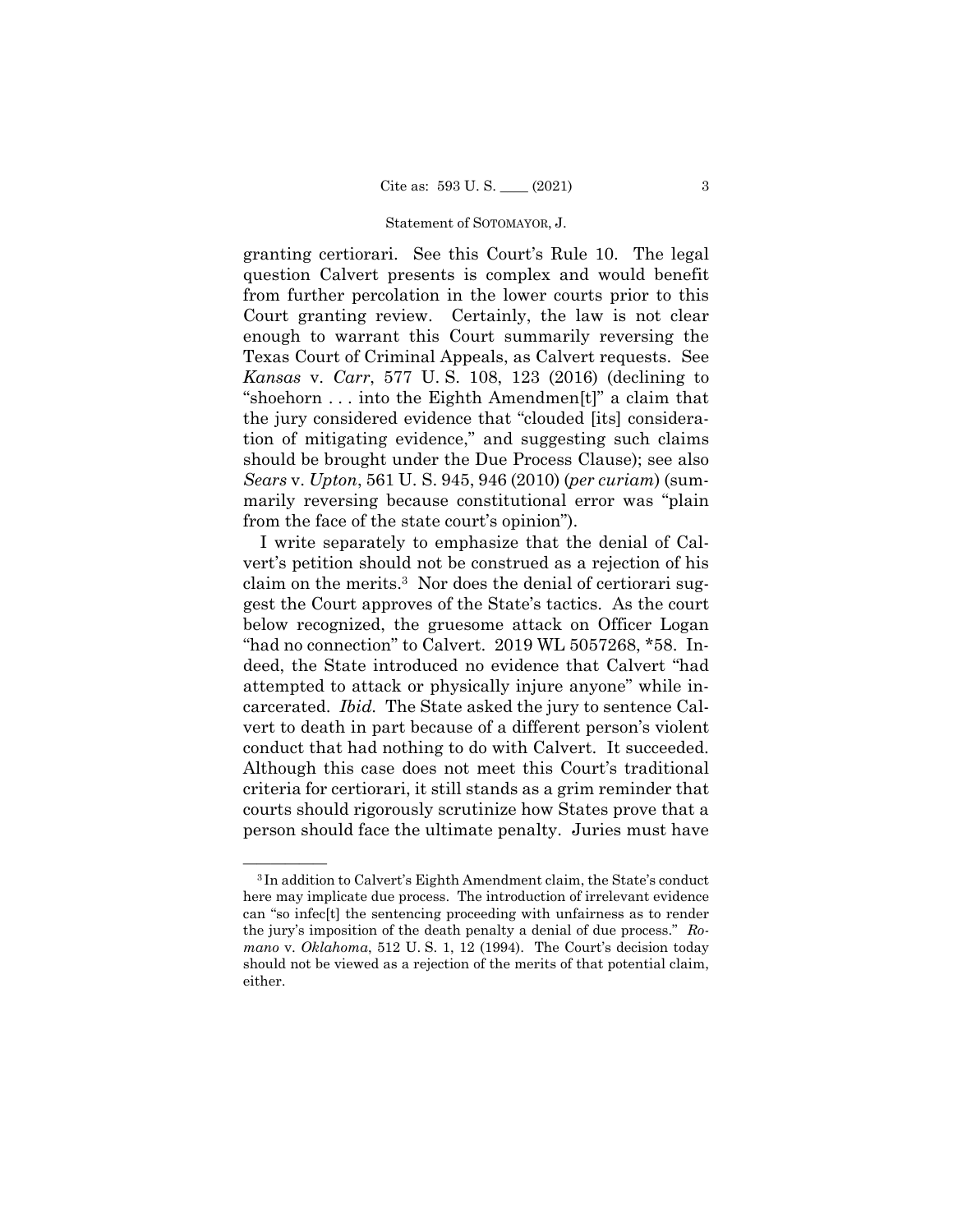granting certiorari. See this Court's Rule 10. The legal question Calvert presents is complex and would benefit from further percolation in the lower courts prior to this Court granting review. Certainly, the law is not clear enough to warrant this Court summarily reversing the Texas Court of Criminal Appeals, as Calvert requests. See *Kansas* v. *Carr*, 577 U. S. 108, 123 (2016) (declining to "shoehorn . . . into the Eighth Amendmen[t]" a claim that the jury considered evidence that "clouded [its] consideration of mitigating evidence," and suggesting such claims should be brought under the Due Process Clause); see also *Sears* v. *Upton*, 561 U. S. 945, 946 (2010) (*per curiam*) (summarily reversing because constitutional error was "plain from the face of the state court's opinion").

I write separately to emphasize that the denial of Calvert's petition should not be construed as a rejection of his claim on the merits.[3] Nor does the denial of certiorari suggest the Court approves of the State's tactics. As the court below recognized, the gruesome attack on Officer Logan "had no connection" to Calvert. 2019 WL 5057268, \*58. Indeed, the State introduced no evidence that Calvert "had attempted to attack or physically injure anyone" while incarcerated. *Ibid.* The State asked the jury to sentence Calvert to death in part because of a different person's violent conduct that had nothing to do with Calvert. It succeeded. Although this case does not meet this Court's traditional criteria for certiorari, it still stands as a grim reminder that courts should rigorously scrutinize how States prove that a person should face the ultimate penalty. Juries must have

---

[3] In addition to Calvert's Eighth Amendment claim, the State's conduct here may implicate due process. The introduction of irrelevant evidence can "so infec[t] the sentencing proceeding with unfairness as to render the jury's imposition of the death penalty a denial of due process." *Romano* v. *Oklahoma*, 512 U. S. 1, 12 (1994). The Court's decision today should not be viewed as a rejection of the merits of that potential claim, either.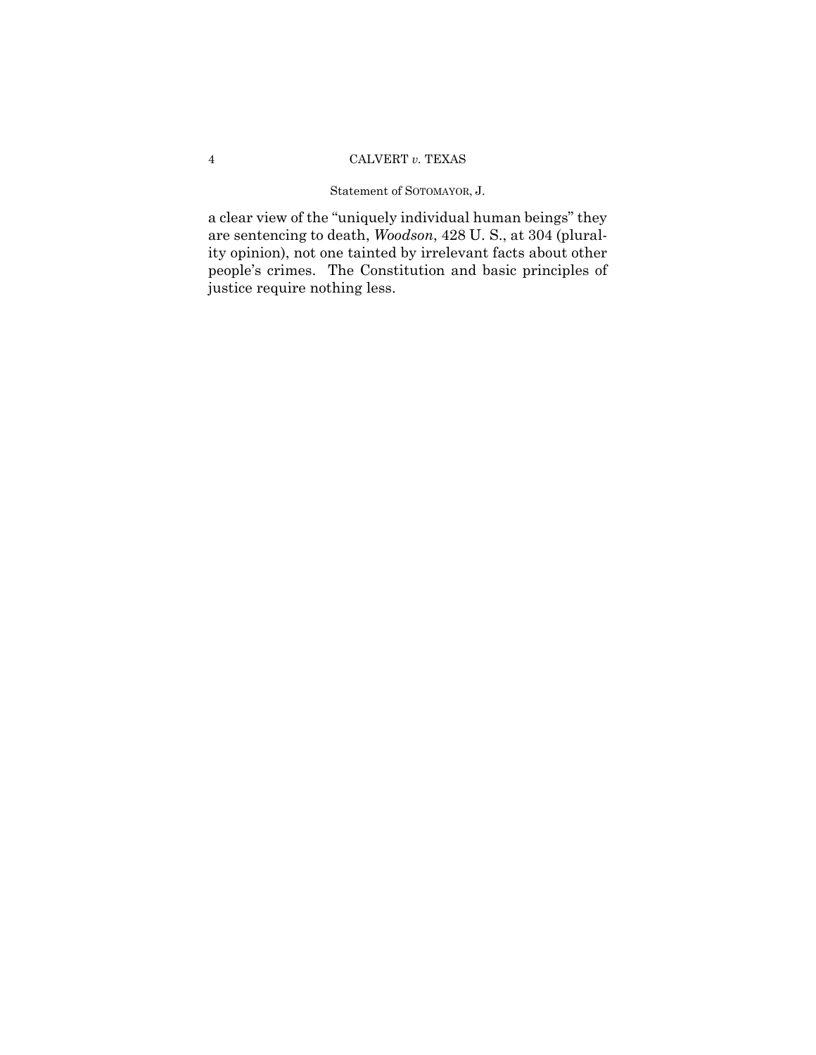a clear view of the "uniquely individual human beings" they are sentencing to death, *Woodson*, 428 U. S., at 304 (plurality opinion), not one tainted by irrelevant facts about other people's crimes. The Constitution and basic principles of justice require nothing less.